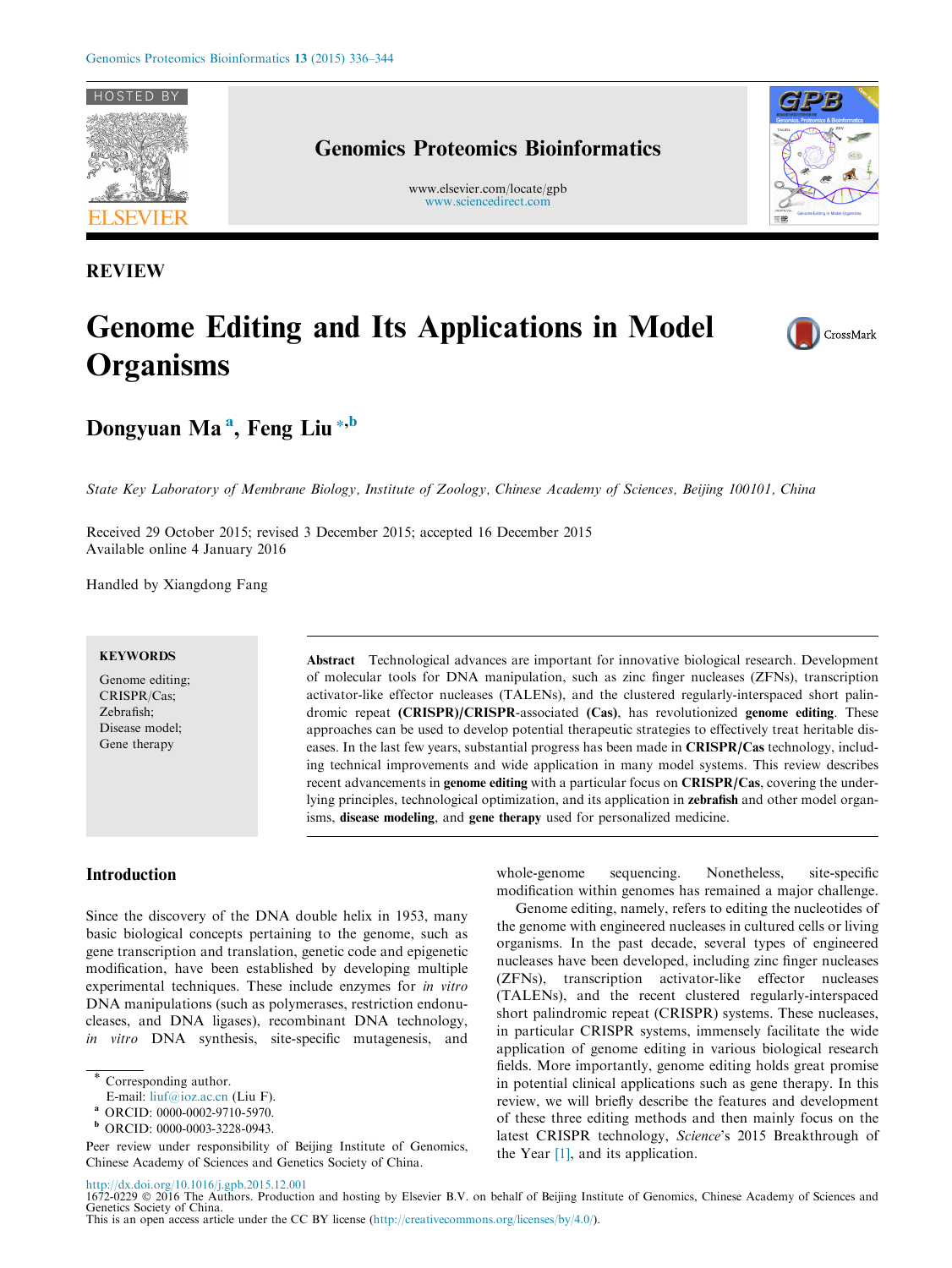REVIEW

# Genome Editing and Its Applications in Model Organisms

**Dongyuan Ma** [a], **Feng Liu** [*,b]

*State Key Laboratory of Membrane Biology, Institute of Zoology, Chinese Academy of Sciences, Beijing 100101, China*

Received 29 October 2015; revised 3 December 2015; accepted 16 December 2015
Available online 4 January 2016

Handled by Xiangdong Fang

**KEYWORDS**

Genome editing;
CRISPR/Cas;
Zebrafish;
Disease model;
Gene therapy

**Abstract** Technological advances are important for innovative biological research. Development of molecular tools for DNA manipulation, such as zinc finger nucleases (ZFNs), transcription activator-like effector nucleases (TALENs), and the clustered regularly-interspaced short palindromic repeat **(CRISPR)/CRISPR**-associated **(Cas)**, has revolutionized **genome editing**. These approaches can be used to develop potential therapeutic strategies to effectively treat heritable diseases. In the last few years, substantial progress has been made in **CRISPR/Cas** technology, including technical improvements and wide application in many model systems. This review describes recent advancements in **genome editing** with a particular focus on **CRISPR/Cas**, covering the underlying principles, technological optimization, and its application in **zebrafish** and other model organisms, **disease modeling**, and **gene therapy** used for personalized medicine.

## Introduction

Since the discovery of the DNA double helix in 1953, many basic biological concepts pertaining to the genome, such as gene transcription and translation, genetic code and epigenetic modification, have been established by developing multiple experimental techniques. These include enzymes for *in vitro* DNA manipulations (such as polymerases, restriction endonucleases, and DNA ligases), recombinant DNA technology, *in vitro* DNA synthesis, site-specific mutagenesis, and whole-genome sequencing. Nonetheless, site-specific modification within genomes has remained a major challenge.

Genome editing, namely, refers to editing the nucleotides of the genome with engineered nucleases in cultured cells or living organisms. In the past decade, several types of engineered nucleases have been developed, including zinc finger nucleases (ZFNs), transcription activator-like effector nucleases (TALENs), and the recent clustered regularly-interspaced short palindromic repeat (CRISPR) systems. These nucleases, in particular CRISPR systems, immensely facilitate the wide application of genome editing in various biological research fields. More importantly, genome editing holds great promise in potential clinical applications such as gene therapy. In this review, we will briefly describe the features and development of these three editing methods and then mainly focus on the latest CRISPR technology, *Science*'s 2015 Breakthrough of the Year [1], and its application.

\* Corresponding author.
E-mail: liuf@ioz.ac.cn (Liu F).
[a] ORCID: 0000-0002-9710-5970.
[b] ORCID: 0000-0003-3228-0943.

Peer review under responsibility of Beijing Institute of Genomics, Chinese Academy of Sciences and Genetics Society of China.

http://dx.doi.org/10.1016/j.gpb.2015.12.001
1672-0229 © 2016 The Authors. Production and hosting by Elsevier B.V. on behalf of Beijing Institute of Genomics, Chinese Academy of Sciences and Genetics Society of China.
This is an open access article under the CC BY license (http://creativecommons.org/licenses/by/4.0/).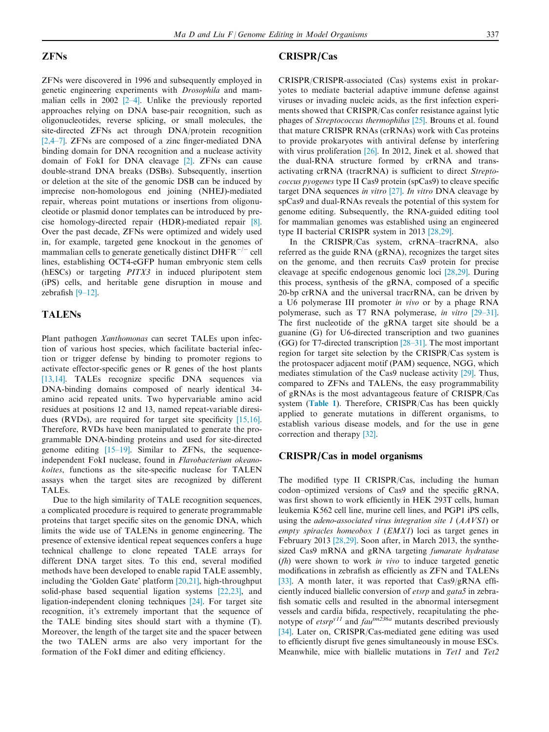## ZFNs

ZFNs were discovered in 1996 and subsequently employed in genetic engineering experiments with *Drosophila* and mammalian cells in 2002 [2–4]. Unlike the previously reported approaches relying on DNA base-pair recognition, such as oligonucleotides, reverse splicing, or small molecules, the site-directed ZFNs act through DNA/protein recognition [2,4–7]. ZFNs are composed of a zinc finger-mediated DNA binding domain for DNA recognition and a nuclease activity domain of FokI for DNA cleavage [2]. ZFNs can cause double-strand DNA breaks (DSBs). Subsequently, insertion or deletion at the site of the genomic DSB can be induced by imprecise non-homologous end joining (NHEJ)-mediated repair, whereas point mutations or insertions from oligonucleotide or plasmid donor templates can be introduced by precise homology-directed repair (HDR)-mediated repair [8]. Over the past decade, ZFNs were optimized and widely used in, for example, targeted gene knockout in the genomes of mammalian cells to generate genetically distinct $DHFR^{-/-}$ cell lines, establishing OCT4-eGFP human embryonic stem cells (hESCs) or targeting *PITX3* in induced pluripotent stem (iPS) cells, and heritable gene disruption in mouse and zebrafish [9–12].

## TALENs

Plant pathogen *Xanthomonas* can secret TALEs upon infection of various host species, which facilitate bacterial infection or trigger defense by binding to promoter regions to activate effector-specific genes or R genes of the host plants [13,14]. TALEs recognize specific DNA sequences via DNA-binding domains composed of nearly identical 34-amino acid repeated units. Two hypervariable amino acid residues at positions 12 and 13, named repeat-variable diresidues (RVDs), are required for target site specificity [15,16]. Therefore, RVDs have been manipulated to generate the programmable DNA-binding proteins and used for site-directed genome editing [15–19]. Similar to ZFNs, the sequence-independent FokI nuclease, found in *Flavobacterium okeanokoites*, functions as the site-specific nuclease for TALEN assays when the target sites are recognized by different TALEs.

Due to the high similarity of TALE recognition sequences, a complicated procedure is required to generate programmable proteins that target specific sites on the genomic DNA, which limits the wide use of TALENs in genome engineering. The presence of extensive identical repeat sequences confers a huge technical challenge to clone repeated TALE arrays for different DNA target sites. To this end, several modified methods have been developed to enable rapid TALE assembly, including the 'Golden Gate' platform [20,21], high-throughput solid-phase based sequential ligation systems [22,23], and ligation-independent cloning techniques [24]. For target site recognition, it's extremely important that the sequence of the TALE binding sites should start with a thymine (T). Moreover, the length of the target site and the spacer between the two TALEN arms are also very important for the formation of the FokI dimer and editing efficiency.

## CRISPR/Cas

CRISPR/CRISPR-associated (Cas) systems exist in prokaryotes to mediate bacterial adaptive immune defense against viruses or invading nucleic acids, as the first infection experiments showed that CRISPR/Cas confer resistance against lytic phages of *Streptococcus thermophilus* [25]. Brouns et al. found that mature CRISPR RNAs (crRNAs) work with Cas proteins to provide prokaryotes with antiviral defense by interfering with virus proliferation [26]. In 2012, Jinek et al. showed that the dual-RNA structure formed by crRNA and trans-activating crRNA (tracrRNA) is sufficient to direct *Streptococcus pyogenes* type II Cas9 protein (spCas9) to cleave specific target DNA sequences *in vitro* [27]. *In vitro* DNA cleavage by spCas9 and dual-RNAs reveals the potential of this system for genome editing. Subsequently, the RNA-guided editing tool for mammalian genomes was established using an engineered type II bacterial CRISPR system in 2013 [28,29].

In the CRISPR/Cas system, crRNA–tracrRNA, also referred as the guide RNA (gRNA), recognizes the target sites on the genome, and then recruits Cas9 protein for precise cleavage at specific endogenous genomic loci [28,29]. During this process, synthesis of the gRNA, composed of a specific 20-bp crRNA and the universal tracrRNA, can be driven by a U6 polymerase III promoter *in vivo* or by a phage RNA polymerase, such as T7 RNA polymerase, *in vitro* [29–31]. The first nucleotide of the gRNA target site should be a guanine (G) for U6-directed transcription and two guanines (GG) for T7-directed transcription [28–31]. The most important region for target site selection by the CRISPR/Cas system is the protospacer adjacent motif (PAM) sequence, NGG, which mediates stimulation of the Cas9 nuclease activity [29]. Thus, compared to ZFNs and TALENs, the easy programmability of gRNAs is the most advantageous feature of CRISPR/Cas system (**Table 1**). Therefore, CRISPR/Cas has been quickly applied to generate mutations in different organisms, to establish various disease models, and for the use in gene correction and therapy [32].

## CRISPR/Cas in model organisms

The modified type II CRISPR/Cas, including the human codon–optimized versions of Cas9 and the specific gRNA, was first shown to work efficiently in HEK 293T cells, human leukemia K562 cell line, murine cell lines, and PGP1 iPS cells, using the *adeno-associated virus integration site 1* (*AAVS1*) or *empty spiracles homeobox 1* (*EMX1*) loci as target genes in February 2013 [28,29]. Soon after, in March 2013, the synthesized Cas9 mRNA and gRNA targeting *fumarate hydratase* (*fh*) were shown to work *in vivo* to induce targeted genetic modifications in zebrafish as efficiently as ZFN and TALENs [33]. A month later, it was reported that Cas9/gRNA efficiently induced biallelic conversion of *etsrp* and *gata5* in zebrafish somatic cells and resulted in the abnormal intersegment vessels and cardia bifida, respectively, recapitulating the phenotype of $etsrp^{y11}$ and $fau^{tm236a}$ mutants described previously [34]. Later on, CRISPR/Cas-mediated gene editing was used to efficiently disrupt five genes simultaneously in mouse ESCs. Meanwhile, mice with biallelic mutations in *Tet1* and *Tet2*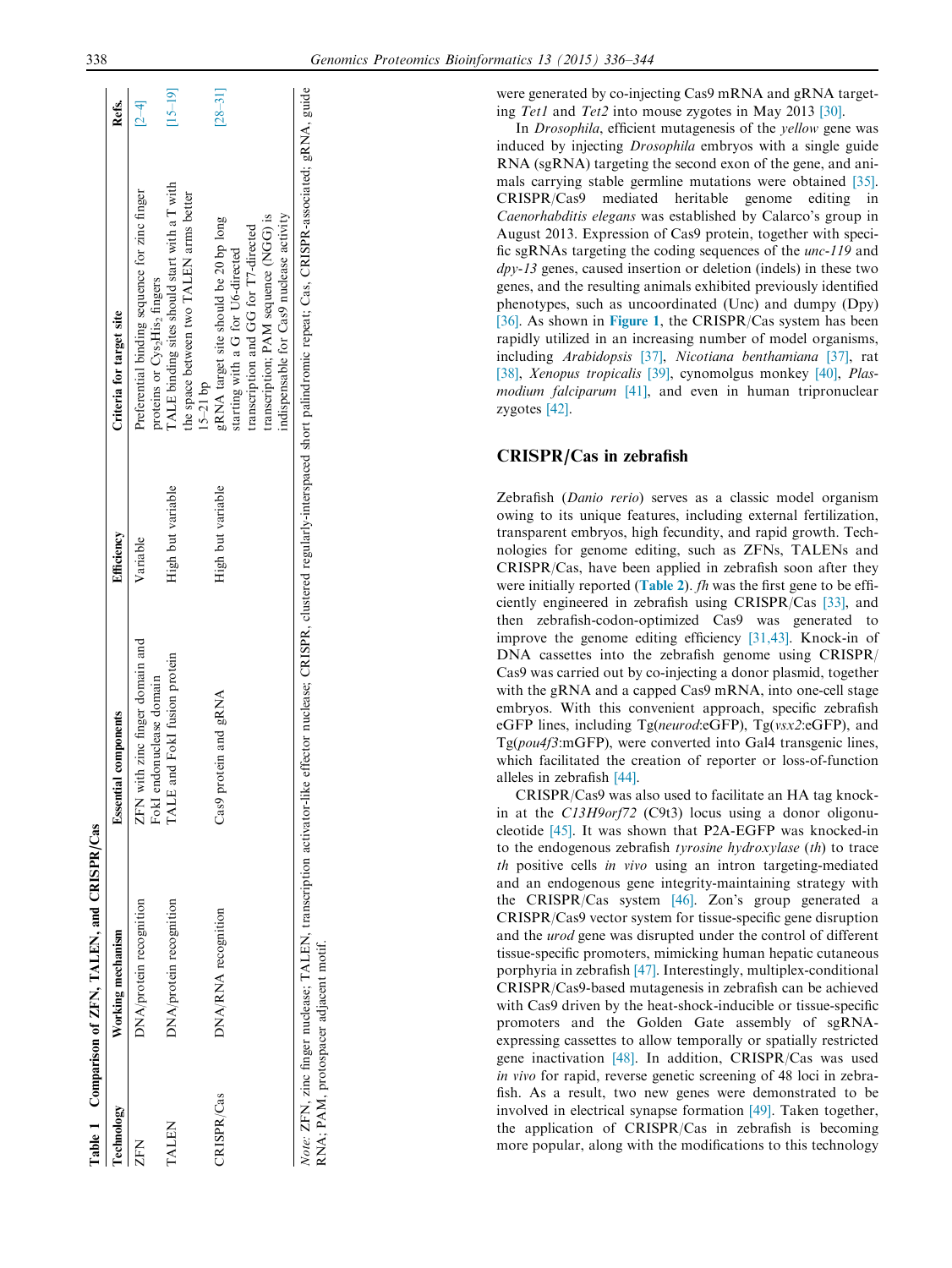Table 1 Comparison of ZFN, TALEN, and CRISPR/Cas

| Technology | Working mechanism | Essential components | Efficiency | Criteria for target site | Refs. |
|---|---|---|---|---|---|
| ZFN | DNA/protein recognition | ZFN with zinc finger domain and FokI endonuclease domain | Variable | Preferential binding sequence for zinc finger proteins or $Cys_2His_2$ fingers | [2–4] |
| TALEN | DNA/protein recognition | TALE and FokI fusion protein | High but variable | TALE binding sites should start with a T with the space between two TALEN arms better 15–21 bp | [15–19] |
| CRISPR/Cas | DNA/RNA recognition | Cas9 protein and gRNA | High but variable | gRNA target site should be 20 bp long starting with a G for U6-directed transcription and GG for T7-directed transcription; PAM sequence (NGG) is indispensable for Cas9 nuclease activity | [28–31] |

*Note:* ZFN, zinc finger nuclease; TALEN, transcription activator-like effector nuclease; CRISPR, clustered regularly-interspaced short palindromic repeat; Cas, CRISPR-associated; gRNA, guide RNA; PAM, protospacer adjacent motif.

were generated by co-injecting Cas9 mRNA and gRNA targeting *Tet1* and *Tet2* into mouse zygotes in May 2013 [30].

In *Drosophila*, efficient mutagenesis of the *yellow* gene was induced by injecting *Drosophila* embryos with a single guide RNA (sgRNA) targeting the second exon of the gene, and animals carrying stable germline mutations were obtained [35]. CRISPR/Cas9 mediated heritable genome editing in *Caenorhabditis elegans* was established by Calarco's group in August 2013. Expression of Cas9 protein, together with specific sgRNAs targeting the coding sequences of the *unc-119* and *dpy-13* genes, caused insertion or deletion (indels) in these two genes, and the resulting animals exhibited previously identified phenotypes, such as uncoordinated (Unc) and dumpy (Dpy) [36]. As shown in **Figure 1**, the CRISPR/Cas system has been rapidly utilized in an increasing number of model organisms, including *Arabidopsis* [37], *Nicotiana benthamiana* [37], rat [38], *Xenopus tropicalis* [39], cynomolgus monkey [40], *Plasmodium falciparum* [41], and even in human tripronuclear zygotes [42].

## CRISPR/Cas in zebrafish

Zebrafish (*Danio rerio*) serves as a classic model organism owing to its unique features, including external fertilization, transparent embryos, high fecundity, and rapid growth. Technologies for genome editing, such as ZFNs, TALENs and CRISPR/Cas, have been applied in zebrafish soon after they were initially reported (**Table 2**). *fh* was the first gene to be efficiently engineered in zebrafish using CRISPR/Cas [33], and then zebrafish-codon-optimized Cas9 was generated to improve the genome editing efficiency [31,43]. Knock-in of DNA cassettes into the zebrafish genome using CRISPR/Cas9 was carried out by co-injecting a donor plasmid, together with the gRNA and a capped Cas9 mRNA, into one-cell stage embryos. With this convenient approach, specific zebrafish eGFP lines, including Tg(*neurod*:eGFP), Tg(*vsx2*:eGFP), and Tg(*pou4f3*:mGFP), were converted into Gal4 transgenic lines, which facilitated the creation of reporter or loss-of-function alleles in zebrafish [44].

CRISPR/Cas9 was also used to facilitate an HA tag knock-in at the *C13H9orf72* (C9t3) locus using a donor oligonucleotide [45]. It was shown that P2A-EGFP was knocked-in to the endogenous zebrafish *tyrosine hydroxylase* (*th*) to trace *th* positive cells *in vivo* using an intron targeting-mediated and an endogenous gene integrity-maintaining strategy with the CRISPR/Cas system [46]. Zon's group generated a CRISPR/Cas9 vector system for tissue-specific gene disruption and the *urod* gene was disrupted under the control of different tissue-specific promoters, mimicking human hepatic cutaneous porphyria in zebrafish [47]. Interestingly, multiplex-conditional CRISPR/Cas9-based mutagenesis in zebrafish can be achieved with Cas9 driven by the heat-shock-inducible or tissue-specific promoters and the Golden Gate assembly of sgRNA-expressing cassettes to allow temporally or spatially restricted gene inactivation [48]. In addition, CRISPR/Cas was used *in vivo* for rapid, reverse genetic screening of 48 loci in zebrafish. As a result, two new genes were demonstrated to be involved in electrical synapse formation [49]. Taken together, the application of CRISPR/Cas in zebrafish is becoming more popular, along with the modifications to this technology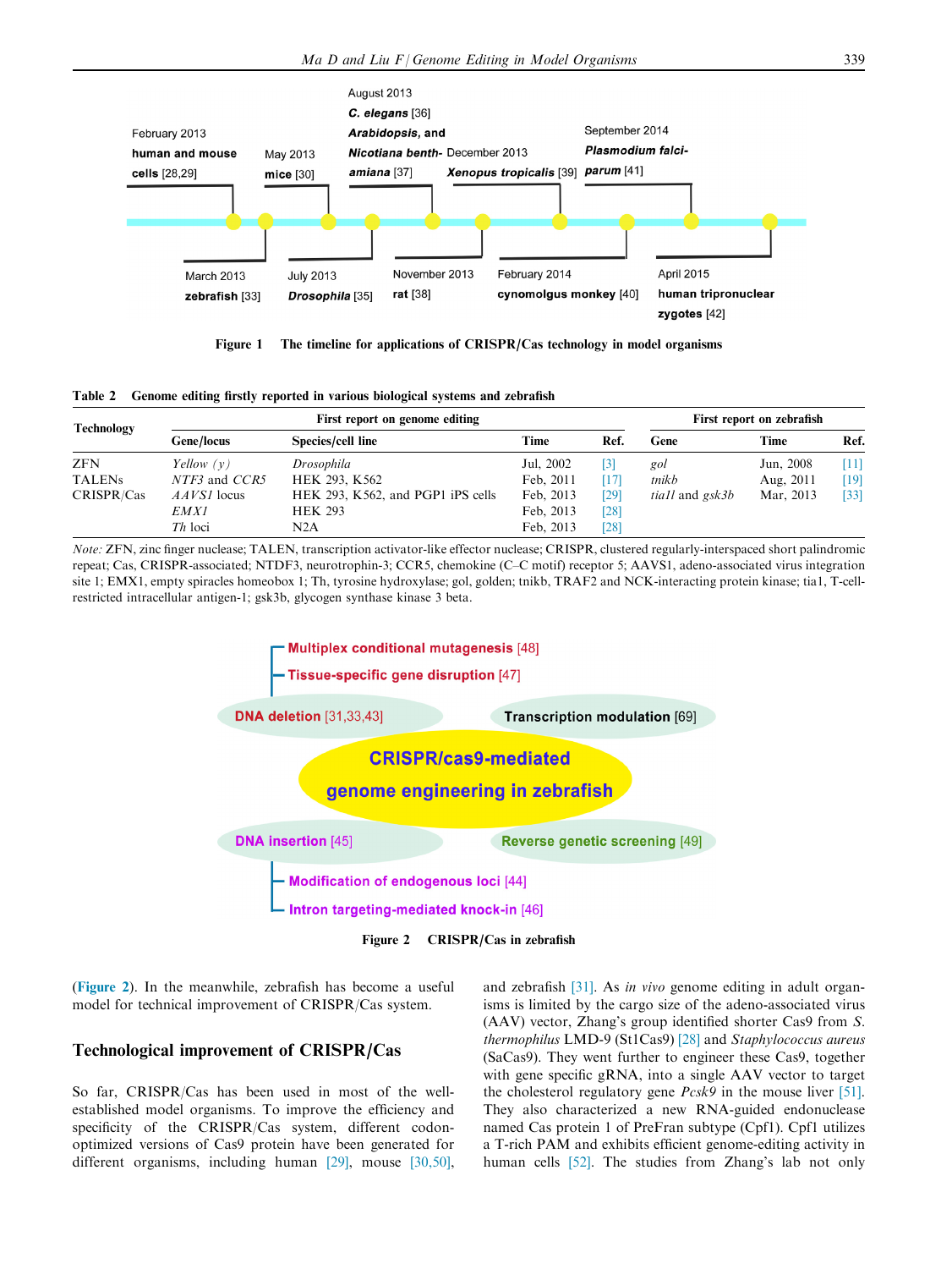February 2013
**human and mouse cells** [28,29]

March 2013
**zebrafish** [33]

May 2013
**mice** [30]

July 2013
***Drosophila*** [35]

August 2013
***C. elegans*** [36]
***Arabidopsis*, and *Nicotiana benthamiana*** [37]

November 2013
**rat** [38]

December 2013
***Xenopus tropicalis*** [39]

February 2014
**cynomolgus monkey** [40]

September 2014
***Plasmodium falciparum*** [41]

April 2015
**human tripronuclear zygotes** [42]

**Figure 1 The timeline for applications of CRISPR/Cas technology in model organisms**

**Table 2 Genome editing firstly reported in various biological systems and zebrafish**

| Technology | First report on genome editing | | | | First report on zebrafish | | |
|---|---|---|---|---|---|---|---|
| | Gene/locus | Species/cell line | Time | Ref. | Gene | Time | Ref. |
| ZFN | *Yellow (y)* | *Drosophila* | Jul, 2002 | [3] | *gol* | Jun, 2008 | [11] |
| TALENs | *NTF3* and *CCR5* | HEK 293, K562 | Feb, 2011 | [17] | *tnikb* | Aug, 2011 | [19] |
| CRISPR/Cas | *AAVS1* locus | HEK 293, K562, and PGP1 iPS cells | Feb, 2013 | [29] | *tia1l* and *gsk3b* | Mar, 2013 | [33] |
| | *EMX1* | HEK 293 | Feb, 2013 | [28] | | | |
| | *Th* loci | N2A | Feb, 2013 | [28] | | | |

*Note:* ZFN, zinc finger nuclease; TALEN, transcription activator-like effector nuclease; CRISPR, clustered regularly-interspaced short palindromic repeat; Cas, CRISPR-associated; NTDF3, neurotrophin-3; CCR5, chemokine (C–C motif) receptor 5; AAVS1, adeno-associated virus integration site 1; EMX1, empty spiracles homeobox 1; Th, tyrosine hydroxylase; gol, golden; tnikb, TRAF2 and NCK-interacting protein kinase; tia1, T-cell-restricted intracellular antigen-1; gsk3b, glycogen synthase kinase 3 beta.

**CRISPR/cas9-mediated genome engineering in zebrafish**

- **DNA deletion** [31,33,43]
  - **Tissue-specific gene disruption** [47]
  - **Multiplex conditional mutagenesis** [48]
- **Transcription modulation** [69]
- **DNA insertion** [45]
  - **Modification of endogenous loci** [44]
  - **Intron targeting-mediated knock-in** [46]
- **Reverse genetic screening** [49]

**Figure 2 CRISPR/Cas in zebrafish**

(Figure 2). In the meanwhile, zebrafish has become a useful model for technical improvement of CRISPR/Cas system.

## Technological improvement of CRISPR/Cas

So far, CRISPR/Cas has been used in most of the well-established model organisms. To improve the efficiency and specificity of the CRISPR/Cas system, different codon-optimized versions of Cas9 protein have been generated for different organisms, including human [29], mouse [30,50], and zebrafish [31]. As *in vivo* genome editing in adult organisms is limited by the cargo size of the adeno-associated virus (AAV) vector, Zhang's group identified shorter Cas9 from *S. thermophilus* LMD-9 (St1Cas9) [28] and *Staphylococcus aureus* (SaCas9). They went further to engineer these Cas9, together with gene specific gRNA, into a single AAV vector to target the cholesterol regulatory gene *Pcsk9* in the mouse liver [51]. They also characterized a new RNA-guided endonuclease named Cas protein 1 of PreFran subtype (Cpf1). Cpf1 utilizes a T-rich PAM and exhibits efficient genome-editing activity in human cells [52]. The studies from Zhang's lab not only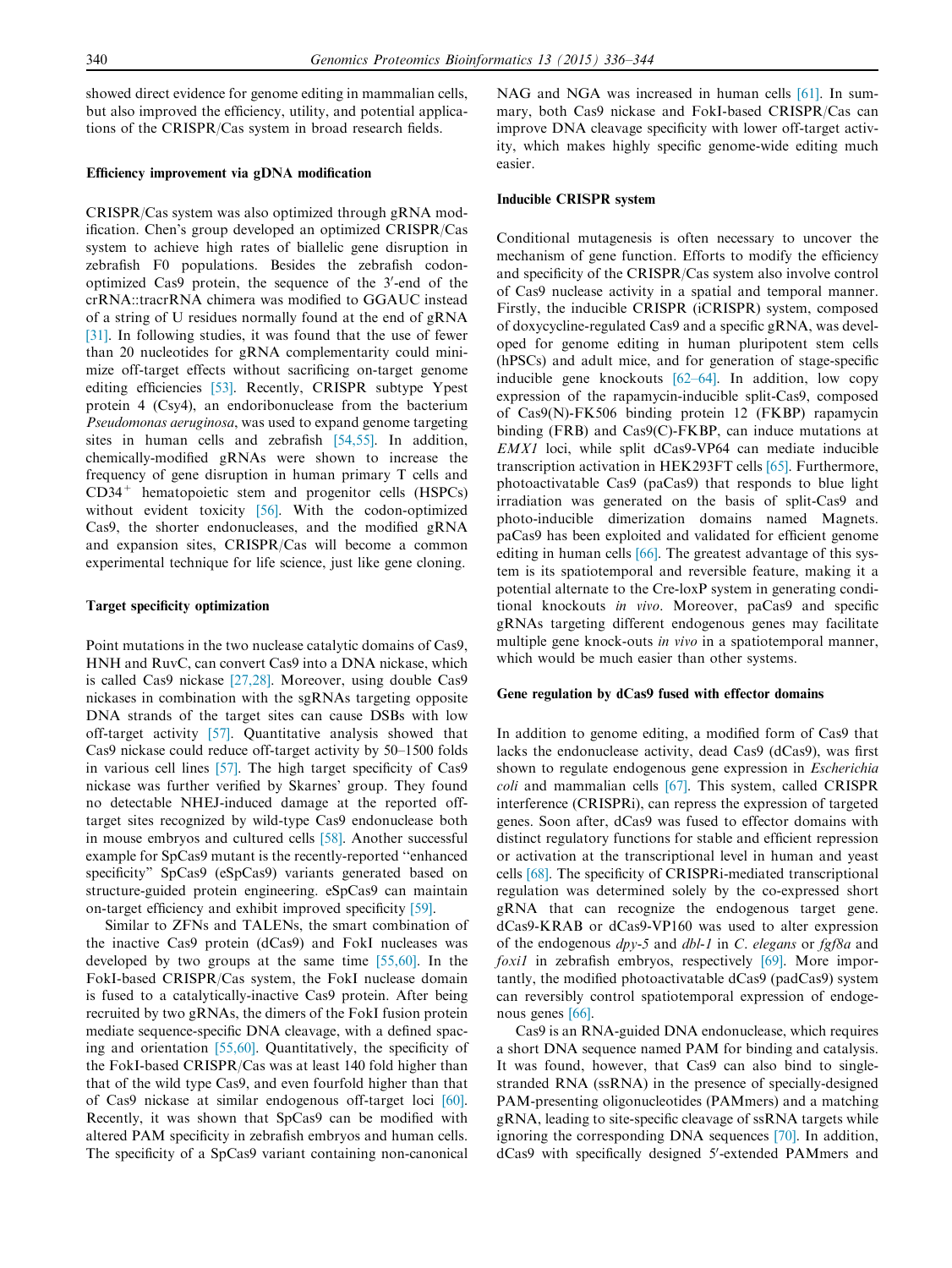showed direct evidence for genome editing in mammalian cells, but also improved the efficiency, utility, and potential applications of the CRISPR/Cas system in broad research fields.

### Efficiency improvement via gDNA modification

CRISPR/Cas system was also optimized through gRNA modification. Chen's group developed an optimized CRISPR/Cas system to achieve high rates of biallelic gene disruption in zebrafish F0 populations. Besides the zebrafish codon-optimized Cas9 protein, the sequence of the 3′-end of the crRNA::tracrRNA chimera was modified to GGAUC instead of a string of U residues normally found at the end of gRNA [31]. In following studies, it was found that the use of fewer than 20 nucleotides for gRNA complementarity could minimize off-target effects without sacrificing on-target genome editing efficiencies [53]. Recently, CRISPR subtype Ypest protein 4 (Csy4), an endoribonuclease from the bacterium *Pseudomonas aeruginosa*, was used to expand genome targeting sites in human cells and zebrafish [54,55]. In addition, chemically-modified gRNAs were shown to increase the frequency of gene disruption in human primary T cells and $CD34^+$ hematopoietic stem and progenitor cells (HSPCs) without evident toxicity [56]. With the codon-optimized Cas9, the shorter endonucleases, and the modified gRNA and expansion sites, CRISPR/Cas will become a common experimental technique for life science, just like gene cloning.

### Target specificity optimization

Point mutations in the two nuclease catalytic domains of Cas9, HNH and RuvC, can convert Cas9 into a DNA nickase, which is called Cas9 nickase [27,28]. Moreover, using double Cas9 nickases in combination with the sgRNAs targeting opposite DNA strands of the target sites can cause DSBs with low off-target activity [57]. Quantitative analysis showed that Cas9 nickase could reduce off-target activity by 50–1500 folds in various cell lines [57]. The high target specificity of Cas9 nickase was further verified by Skarnes' group. They found no detectable NHEJ-induced damage at the reported off-target sites recognized by wild-type Cas9 endonuclease both in mouse embryos and cultured cells [58]. Another successful example for SpCas9 mutant is the recently-reported "enhanced specificity" SpCas9 (eSpCas9) variants generated based on structure-guided protein engineering. eSpCas9 can maintain on-target efficiency and exhibit improved specificity [59].

Similar to ZFNs and TALENs, the smart combination of the inactive Cas9 protein (dCas9) and FokI nucleases was developed by two groups at the same time [55,60]. In the FokI-based CRISPR/Cas system, the FokI nuclease domain is fused to a catalytically-inactive Cas9 protein. After being recruited by two gRNAs, the dimers of the FokI fusion protein mediate sequence-specific DNA cleavage, with a defined spacing and orientation [55,60]. Quantitatively, the specificity of the FokI-based CRISPR/Cas was at least 140 fold higher than that of the wild type Cas9, and even fourfold higher than that of Cas9 nickase at similar endogenous off-target loci [60]. Recently, it was shown that SpCas9 can be modified with altered PAM specificity in zebrafish embryos and human cells. The specificity of a SpCas9 variant containing non-canonical NAG and NGA was increased in human cells [61]. In summary, both Cas9 nickase and FokI-based CRISPR/Cas can improve DNA cleavage specificity with lower off-target activity, which makes highly specific genome-wide editing much easier.

### Inducible CRISPR system

Conditional mutagenesis is often necessary to uncover the mechanism of gene function. Efforts to modify the efficiency and specificity of the CRISPR/Cas system also involve control of Cas9 nuclease activity in a spatial and temporal manner. Firstly, the inducible CRISPR (iCRISPR) system, composed of doxycycline-regulated Cas9 and a specific gRNA, was developed for genome editing in human pluripotent stem cells (hPSCs) and adult mice, and for generation of stage-specific inducible gene knockouts [62–64]. In addition, low copy expression of the rapamycin-inducible split-Cas9, composed of Cas9(N)-FK506 binding protein 12 (FKBP) rapamycin binding (FRB) and Cas9(C)-FKBP, can induce mutations at *EMX1* loci, while split dCas9-VP64 can mediate inducible transcription activation in HEK293FT cells [65]. Furthermore, photoactivatable Cas9 (paCas9) that responds to blue light irradiation was generated on the basis of split-Cas9 and photo-inducible dimerization domains named Magnets. paCas9 has been exploited and validated for efficient genome editing in human cells [66]. The greatest advantage of this system is its spatiotemporal and reversible feature, making it a potential alternate to the Cre-loxP system in generating conditional knockouts *in vivo*. Moreover, paCas9 and specific gRNAs targeting different endogenous genes may facilitate multiple gene knock-outs *in vivo* in a spatiotemporal manner, which would be much easier than other systems.

### Gene regulation by dCas9 fused with effector domains

In addition to genome editing, a modified form of Cas9 that lacks the endonuclease activity, dead Cas9 (dCas9), was first shown to regulate endogenous gene expression in *Escherichia coli* and mammalian cells [67]. This system, called CRISPR interference (CRISPRi), can repress the expression of targeted genes. Soon after, dCas9 was fused to effector domains with distinct regulatory functions for stable and efficient repression or activation at the transcriptional level in human and yeast cells [68]. The specificity of CRISPRi-mediated transcriptional regulation was determined solely by the co-expressed short gRNA that can recognize the endogenous target gene. dCas9-KRAB or dCas9-VP160 was used to alter expression of the endogenous *dpy-5* and *dbl-1* in *C. elegans* or *fgf8a* and *foxi1* in zebrafish embryos, respectively [69]. More importantly, the modified photoactivatable dCas9 (padCas9) system can reversibly control spatiotemporal expression of endogenous genes [66].

Cas9 is an RNA-guided DNA endonuclease, which requires a short DNA sequence named PAM for binding and catalysis. It was found, however, that Cas9 can also bind to single-stranded RNA (ssRNA) in the presence of specially-designed PAM-presenting oligonucleotides (PAMmers) and a matching gRNA, leading to site-specific cleavage of ssRNA targets while ignoring the corresponding DNA sequences [70]. In addition, dCas9 with specifically designed 5′-extended PAMmers and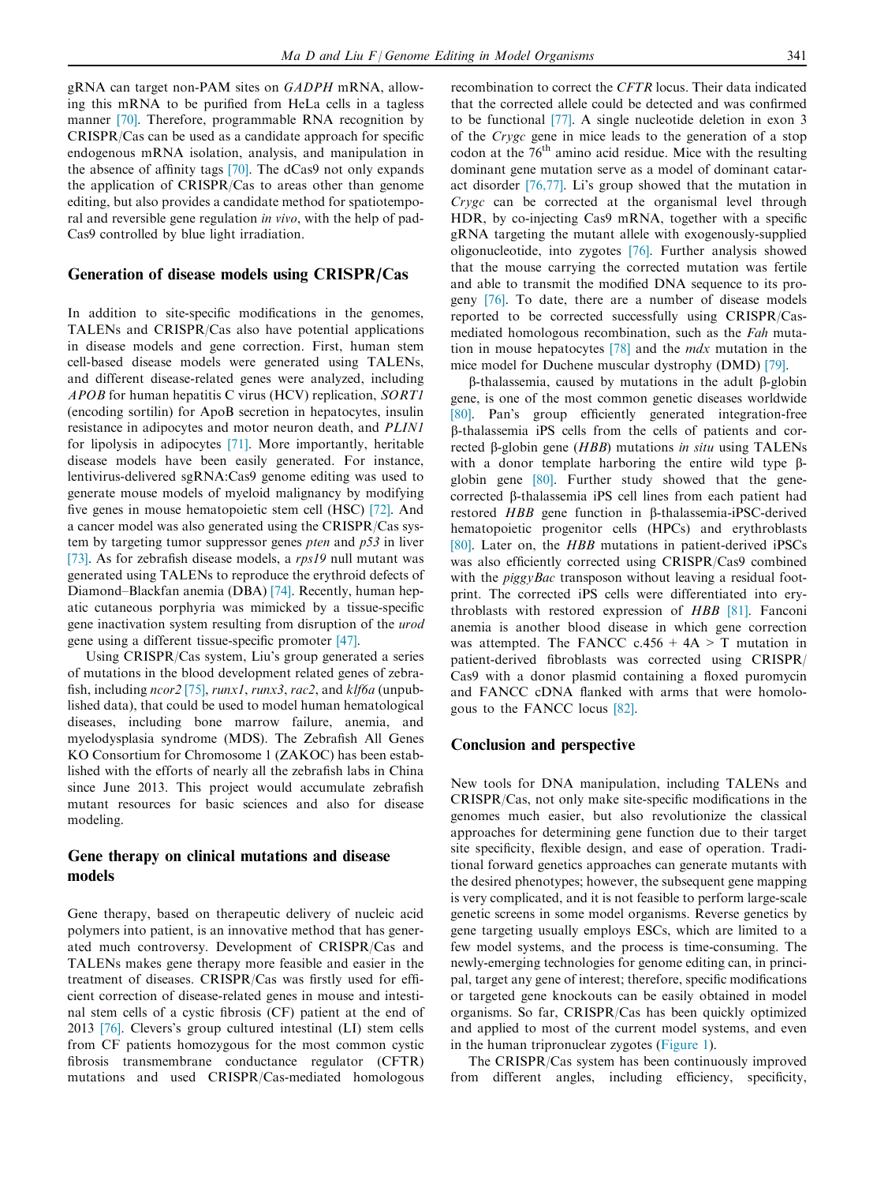gRNA can target non-PAM sites on *GADPH* mRNA, allowing this mRNA to be purified from HeLa cells in a tagless manner [70]. Therefore, programmable RNA recognition by CRISPR/Cas can be used as a candidate approach for specific endogenous mRNA isolation, analysis, and manipulation in the absence of affinity tags [70]. The dCas9 not only expands the application of CRISPR/Cas to areas other than genome editing, but also provides a candidate method for spatiotemporal and reversible gene regulation *in vivo*, with the help of pad-Cas9 controlled by blue light irradiation.

## Generation of disease models using CRISPR/Cas

In addition to site-specific modifications in the genomes, TALENs and CRISPR/Cas also have potential applications in disease models and gene correction. First, human stem cell-based disease models were generated using TALENs, and different disease-related genes were analyzed, including *APOB* for human hepatitis C virus (HCV) replication, *SORT1* (encoding sortilin) for ApoB secretion in hepatocytes, insulin resistance in adipocytes and motor neuron death, and *PLIN1* for lipolysis in adipocytes [71]. More importantly, heritable disease models have been easily generated. For instance, lentivirus-delivered sgRNA:Cas9 genome editing was used to generate mouse models of myeloid malignancy by modifying five genes in mouse hematopoietic stem cell (HSC) [72]. And a cancer model was also generated using the CRISPR/Cas system by targeting tumor suppressor genes *pten* and *p53* in liver [73]. As for zebrafish disease models, a *rps19* null mutant was generated using TALENs to reproduce the erythroid defects of Diamond–Blackfan anemia (DBA) [74]. Recently, human hepatic cutaneous porphyria was mimicked by a tissue-specific gene inactivation system resulting from disruption of the *urod* gene using a different tissue-specific promoter [47].

Using CRISPR/Cas system, Liu's group generated a series of mutations in the blood development related genes of zebrafish, including *ncor2* [75], *runx1*, *runx3*, *rac2*, and *klf6a* (unpublished data), that could be used to model human hematological diseases, including bone marrow failure, anemia, and myelodysplasia syndrome (MDS). The Zebrafish All Genes KO Consortium for Chromosome 1 (ZAKOC) has been established with the efforts of nearly all the zebrafish labs in China since June 2013. This project would accumulate zebrafish mutant resources for basic sciences and also for disease modeling.

## Gene therapy on clinical mutations and disease models

Gene therapy, based on therapeutic delivery of nucleic acid polymers into patient, is an innovative method that has generated much controversy. Development of CRISPR/Cas and TALENs makes gene therapy more feasible and easier in the treatment of diseases. CRISPR/Cas was firstly used for efficient correction of disease-related genes in mouse and intestinal stem cells of a cystic fibrosis (CF) patient at the end of 2013 [76]. Clevers's group cultured intestinal (LI) stem cells from CF patients homozygous for the most common cystic fibrosis transmembrane conductance regulator (CFTR) mutations and used CRISPR/Cas-mediated homologous recombination to correct the *CFTR* locus. Their data indicated that the corrected allele could be detected and was confirmed to be functional [77]. A single nucleotide deletion in exon 3 of the *Crygc* gene in mice leads to the generation of a stop codon at the 76$^{th}$ amino acid residue. Mice with the resulting dominant gene mutation serve as a model of dominant cataract disorder [76,77]. Li's group showed that the mutation in *Crygc* can be corrected at the organismal level through HDR, by co-injecting Cas9 mRNA, together with a specific gRNA targeting the mutant allele with exogenously-supplied oligonucleotide, into zygotes [76]. Further analysis showed that the mouse carrying the corrected mutation was fertile and able to transmit the modified DNA sequence to its progeny [76]. To date, there are a number of disease models reported to be corrected successfully using CRISPR/Cas-mediated homologous recombination, such as the *Fah* mutation in mouse hepatocytes [78] and the *mdx* mutation in the mice model for Duchene muscular dystrophy (DMD) [79].

β-thalassemia, caused by mutations in the adult β-globin gene, is one of the most common genetic diseases worldwide [80]. Pan's group efficiently generated integration-free β-thalassemia iPS cells from the cells of patients and corrected β-globin gene (*HBB*) mutations *in situ* using TALENs with a donor template harboring the entire wild type β-globin gene [80]. Further study showed that the gene-corrected β-thalassemia iPS cell lines from each patient had restored *HBB* gene function in β-thalassemia-iPSC-derived hematopoietic progenitor cells (HPCs) and erythroblasts [80]. Later on, the *HBB* mutations in patient-derived iPSCs was also efficiently corrected using CRISPR/Cas9 combined with the *piggyBac* transposon without leaving a residual footprint. The corrected iPS cells were differentiated into erythroblasts with restored expression of *HBB* [81]. Fanconi anemia is another blood disease in which gene correction was attempted. The FANCC c.456 + 4A > T mutation in patient-derived fibroblasts was corrected using CRISPR/Cas9 with a donor plasmid containing a floxed puromycin and FANCC cDNA flanked with arms that were homologous to the FANCC locus [82].

## Conclusion and perspective

New tools for DNA manipulation, including TALENs and CRISPR/Cas, not only make site-specific modifications in the genomes much easier, but also revolutionize the classical approaches for determining gene function due to their target site specificity, flexible design, and ease of operation. Traditional forward genetics approaches can generate mutants with the desired phenotypes; however, the subsequent gene mapping is very complicated, and it is not feasible to perform large-scale genetic screens in some model organisms. Reverse genetics by gene targeting usually employs ESCs, which are limited to a few model systems, and the process is time-consuming. The newly-emerging technologies for genome editing can, in principal, target any gene of interest; therefore, specific modifications or targeted gene knockouts can be easily obtained in model organisms. So far, CRISPR/Cas has been quickly optimized and applied to most of the current model systems, and even in the human tripronuclear zygotes (Figure 1).

The CRISPR/Cas system has been continuously improved from different angles, including efficiency, specificity,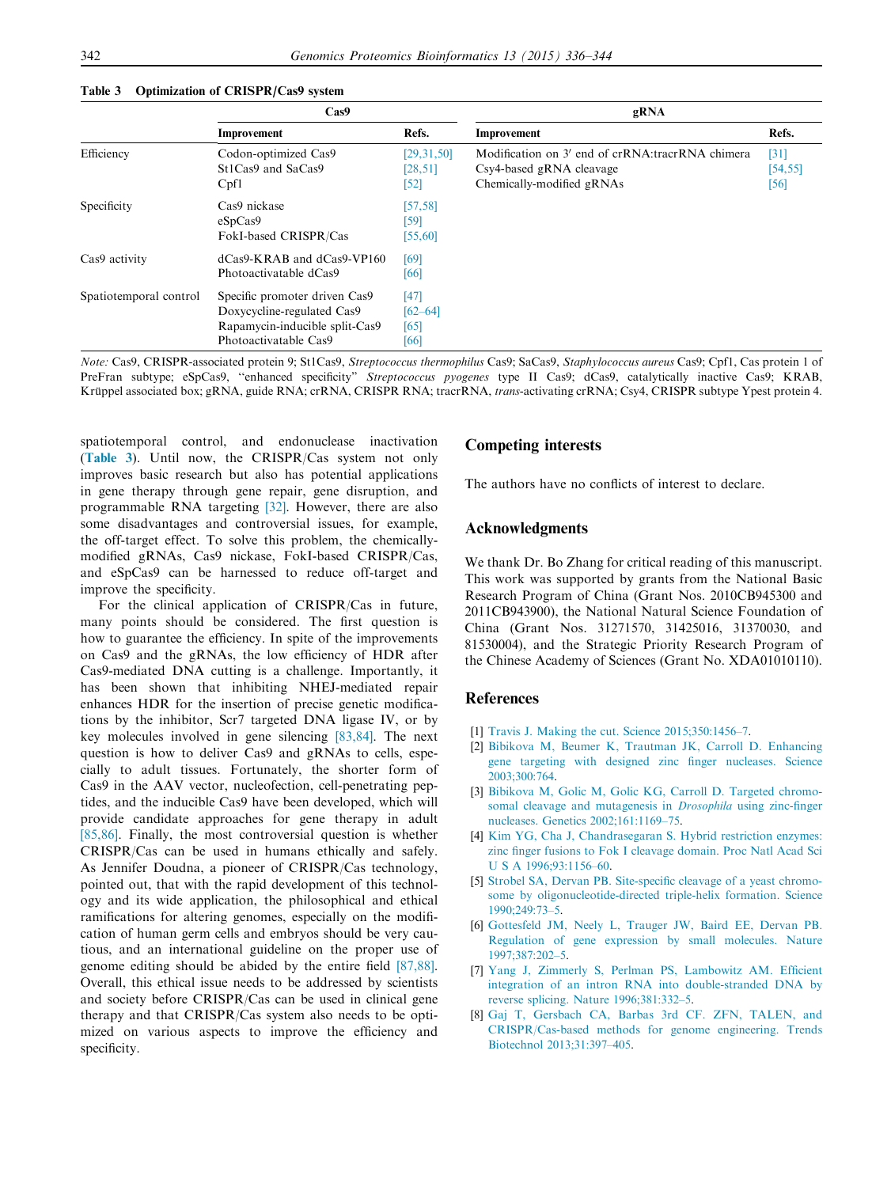**Table 3 Optimization of CRISPR/Cas9 system**

| | Cas9 | | gRNA | |
|---|---|---|---|---|
| | Improvement | Refs. | Improvement | Refs. |
| Efficiency | Codon-optimized Cas9 | [29,31,50] | Modification on 3′ end of crRNA:tracrRNA chimera | [31] |
| | St1Cas9 and SaCas9 | [28,51] | Csy4-based gRNA cleavage | [54,55] |
| | Cpf1 | [52] | Chemically-modified gRNAs | [56] |
| Specificity | Cas9 nickase | [57,58] | | |
| | eSpCas9 | [59] | | |
| | FokI-based CRISPR/Cas | [55,60] | | |
| Cas9 activity | dCas9-KRAB and dCas9-VP160 | [69] | | |
| | Photoactivatable dCas9 | [66] | | |
| Spatiotemporal control | Specific promoter driven Cas9 | [47] | | |
| | Doxycycline-regulated Cas9 | [62–64] | | |
| | Rapamycin-inducible split-Cas9 | [65] | | |
| | Photoactivatable Cas9 | [66] | | |

*Note:* Cas9, CRISPR-associated protein 9; St1Cas9, *Streptococcus thermophilus* Cas9; SaCas9, *Staphylococcus aureus* Cas9; Cpf1, Cas protein 1 of PreFran subtype; eSpCas9, "enhanced specificity" *Streptococcus pyogenes* type II Cas9; dCas9, catalytically inactive Cas9; KRAB, Krüppel associated box; gRNA, guide RNA; crRNA, CRISPR RNA; tracrRNA, *trans*-activating crRNA; Csy4, CRISPR subtype Ypest protein 4.

spatiotemporal control, and endonuclease inactivation (Table 3). Until now, the CRISPR/Cas system not only improves basic research but also has potential applications in gene therapy through gene repair, gene disruption, and programmable RNA targeting [32]. However, there are also some disadvantages and controversial issues, for example, the off-target effect. To solve this problem, the chemically-modified gRNAs, Cas9 nickase, FokI-based CRISPR/Cas, and eSpCas9 can be harnessed to reduce off-target and improve the specificity.

For the clinical application of CRISPR/Cas in future, many points should be considered. The first question is how to guarantee the efficiency. In spite of the improvements on Cas9 and the gRNAs, the low efficiency of HDR after Cas9-mediated DNA cutting is a challenge. Importantly, it has been shown that inhibiting NHEJ-mediated repair enhances HDR for the insertion of precise genetic modifications by the inhibitor, Scr7 targeted DNA ligase IV, or by key molecules involved in gene silencing [83,84]. The next question is how to deliver Cas9 and gRNAs to cells, especially to adult tissues. Fortunately, the shorter form of Cas9 in the AAV vector, nucleofection, cell-penetrating peptides, and the inducible Cas9 have been developed, which will provide candidate approaches for gene therapy in adult [85,86]. Finally, the most controversial question is whether CRISPR/Cas can be used in humans ethically and safely. As Jennifer Doudna, a pioneer of CRISPR/Cas technology, pointed out, that with the rapid development of this technology and its wide application, the philosophical and ethical ramifications for altering genomes, especially on the modification of human germ cells and embryos should be very cautious, and an international guideline on the proper use of genome editing should be abided by the entire field [87,88]. Overall, this ethical issue needs to be addressed by scientists and society before CRISPR/Cas can be used in clinical gene therapy and that CRISPR/Cas system also needs to be optimized on various aspects to improve the efficiency and specificity.

## Competing interests

The authors have no conflicts of interest to declare.

## Acknowledgments

We thank Dr. Bo Zhang for critical reading of this manuscript. This work was supported by grants from the National Basic Research Program of China (Grant Nos. 2010CB945300 and 2011CB943900), the National Natural Science Foundation of China (Grant Nos. 31271570, 31425016, 31370030, and 81530004), and the Strategic Priority Research Program of the Chinese Academy of Sciences (Grant No. XDA01010110).

## References

[1] Travis J. Making the cut. Science 2015;350:1456–7.

[2] Bibikova M, Beumer K, Trautman JK, Carroll D. Enhancing gene targeting with designed zinc finger nucleases. Science 2003;300:764.

[3] Bibikova M, Golic M, Golic KG, Carroll D. Targeted chromosomal cleavage and mutagenesis in *Drosophila* using zinc-finger nucleases. Genetics 2002;161:1169–75.

[4] Kim YG, Cha J, Chandrasegaran S. Hybrid restriction enzymes: zinc finger fusions to Fok I cleavage domain. Proc Natl Acad Sci U S A 1996;93:1156–60.

[5] Strobel SA, Dervan PB. Site-specific cleavage of a yeast chromosome by oligonucleotide-directed triple-helix formation. Science 1990;249:73–5.

[6] Gottesfeld JM, Neely L, Trauger JW, Baird EE, Dervan PB. Regulation of gene expression by small molecules. Nature 1997;387:202–5.

[7] Yang J, Zimmerly S, Perlman PS, Lambowitz AM. Efficient integration of an intron RNA into double-stranded DNA by reverse splicing. Nature 1996;381:332–5.

[8] Gaj T, Gersbach CA, Barbas 3rd CF. ZFN, TALEN, and CRISPR/Cas-based methods for genome engineering. Trends Biotechnol 2013;31:397–405.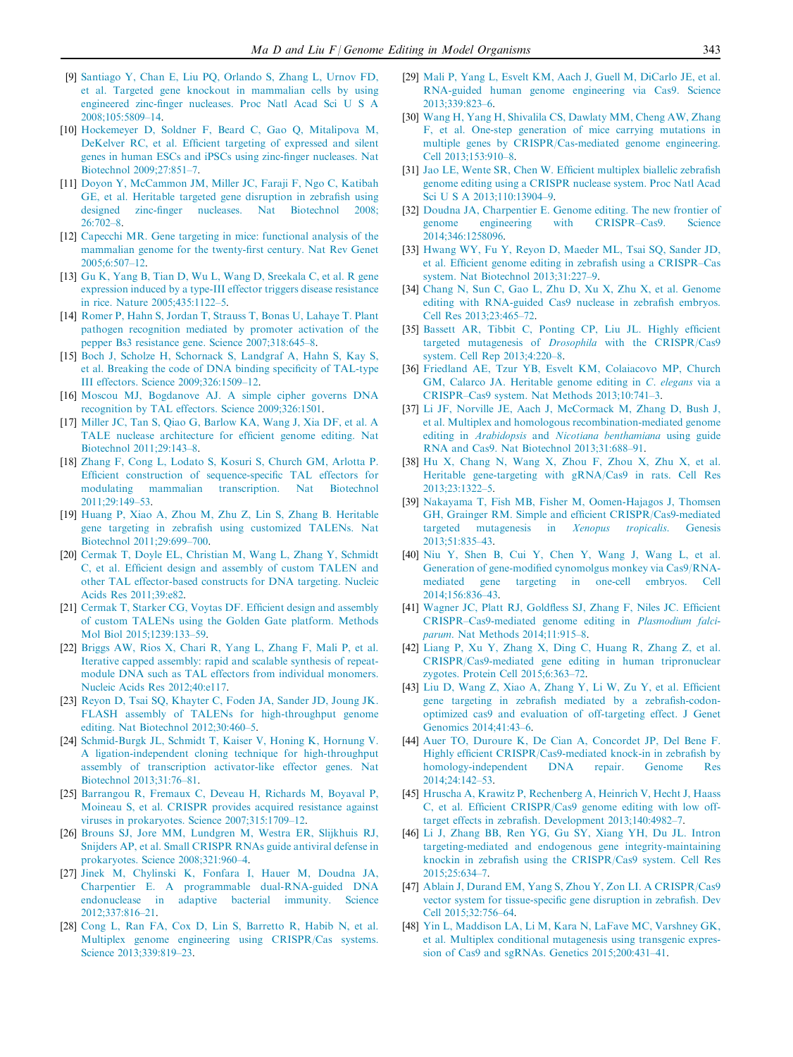[9] Santiago Y, Chan E, Liu PQ, Orlando S, Zhang L, Urnov FD, et al. Targeted gene knockout in mammalian cells by using engineered zinc-finger nucleases. Proc Natl Acad Sci U S A 2008;105:5809–14.

[10] Hockemeyer D, Soldner F, Beard C, Gao Q, Mitalipova M, DeKelver RC, et al. Efficient targeting of expressed and silent genes in human ESCs and iPSCs using zinc-finger nucleases. Nat Biotechnol 2009;27:851–7.

[11] Doyon Y, McCammon JM, Miller JC, Faraji F, Ngo C, Katibah GE, et al. Heritable targeted gene disruption in zebrafish using designed zinc-finger nucleases. Nat Biotechnol 2008; 26:702–8.

[12] Capecchi MR. Gene targeting in mice: functional analysis of the mammalian genome for the twenty-first century. Nat Rev Genet 2005;6:507–12.

[13] Gu K, Yang B, Tian D, Wu L, Wang D, Sreekala C, et al. R gene expression induced by a type-III effector triggers disease resistance in rice. Nature 2005;435:1122–5.

[14] Romer P, Hahn S, Jordan T, Strauss T, Bonas U, Lahaye T. Plant pathogen recognition mediated by promoter activation of the pepper Bs3 resistance gene. Science 2007;318:645–8.

[15] Boch J, Scholze H, Schornack S, Landgraf A, Hahn S, Kay S, et al. Breaking the code of DNA binding specificity of TAL-type III effectors. Science 2009;326:1509–12.

[16] Moscou MJ, Bogdanove AJ. A simple cipher governs DNA recognition by TAL effectors. Science 2009;326:1501.

[17] Miller JC, Tan S, Qiao G, Barlow KA, Wang J, Xia DF, et al. A TALE nuclease architecture for efficient genome editing. Nat Biotechnol 2011;29:143–8.

[18] Zhang F, Cong L, Lodato S, Kosuri S, Church GM, Arlotta P. Efficient construction of sequence-specific TAL effectors for modulating mammalian transcription. Nat Biotechnol 2011;29:149–53.

[19] Huang P, Xiao A, Zhou M, Zhu Z, Lin S, Zhang B. Heritable gene targeting in zebrafish using customized TALENs. Nat Biotechnol 2011;29:699–700.

[20] Cermak T, Doyle EL, Christian M, Wang L, Zhang Y, Schmidt C, et al. Efficient design and assembly of custom TALEN and other TAL effector-based constructs for DNA targeting. Nucleic Acids Res 2011;39:e82.

[21] Cermak T, Starker CG, Voytas DF. Efficient design and assembly of custom TALENs using the Golden Gate platform. Methods Mol Biol 2015;1239:133–59.

[22] Briggs AW, Rios X, Chari R, Yang L, Zhang F, Mali P, et al. Iterative capped assembly: rapid and scalable synthesis of repeat-module DNA such as TAL effectors from individual monomers. Nucleic Acids Res 2012;40:e117.

[23] Reyon D, Tsai SQ, Khayter C, Foden JA, Sander JD, Joung JK. FLASH assembly of TALENs for high-throughput genome editing. Nat Biotechnol 2012;30:460–5.

[24] Schmid-Burgk JL, Schmidt T, Kaiser V, Honing K, Hornung V. A ligation-independent cloning technique for high-throughput assembly of transcription activator-like effector genes. Nat Biotechnol 2013;31:76–81.

[25] Barrangou R, Fremaux C, Deveau H, Richards M, Boyaval P, Moineau S, et al. CRISPR provides acquired resistance against viruses in prokaryotes. Science 2007;315:1709–12.

[26] Brouns SJ, Jore MM, Lundgren M, Westra ER, Slijkhuis RJ, Snijders AP, et al. Small CRISPR RNAs guide antiviral defense in prokaryotes. Science 2008;321:960–4.

[27] Jinek M, Chylinski K, Fonfara I, Hauer M, Doudna JA, Charpentier E. A programmable dual-RNA-guided DNA endonuclease in adaptive bacterial immunity. Science 2012;337:816–21.

[28] Cong L, Ran FA, Cox D, Lin S, Barretto R, Habib N, et al. Multiplex genome engineering using CRISPR/Cas systems. Science 2013;339:819–23.

[29] Mali P, Yang L, Esvelt KM, Aach J, Guell M, DiCarlo JE, et al. RNA-guided human genome engineering via Cas9. Science 2013;339:823–6.

[30] Wang H, Yang H, Shivalila CS, Dawlaty MM, Cheng AW, Zhang F, et al. One-step generation of mice carrying mutations in multiple genes by CRISPR/Cas-mediated genome engineering. Cell 2013;153:910–8.

[31] Jao LE, Wente SR, Chen W. Efficient multiplex biallelic zebrafish genome editing using a CRISPR nuclease system. Proc Natl Acad Sci U S A 2013;110:13904–9.

[32] Doudna JA, Charpentier E. Genome editing. The new frontier of genome engineering with CRISPR–Cas9. Science 2014;346:1258096.

[33] Hwang WY, Fu Y, Reyon D, Maeder ML, Tsai SQ, Sander JD, et al. Efficient genome editing in zebrafish using a CRISPR–Cas system. Nat Biotechnol 2013;31:227–9.

[34] Chang N, Sun C, Gao L, Zhu D, Xu X, Zhu X, et al. Genome editing with RNA-guided Cas9 nuclease in zebrafish embryos. Cell Res 2013;23:465–72.

[35] Bassett AR, Tibbit C, Ponting CP, Liu JL. Highly efficient targeted mutagenesis of *Drosophila* with the CRISPR/Cas9 system. Cell Rep 2013;4:220–8.

[36] Friedland AE, Tzur YB, Esvelt KM, Colaiacovo MP, Church GM, Calarco JA. Heritable genome editing in *C. elegans* via a CRISPR–Cas9 system. Nat Methods 2013;10:741–3.

[37] Li JF, Norville JE, Aach J, McCormack M, Zhang D, Bush J, et al. Multiplex and homologous recombination-mediated genome editing in *Arabidopsis* and *Nicotiana benthamiana* using guide RNA and Cas9. Nat Biotechnol 2013;31:688–91.

[38] Hu X, Chang N, Wang X, Zhou F, Zhou X, Zhu X, et al. Heritable gene-targeting with gRNA/Cas9 in rats. Cell Res 2013;23:1322–5.

[39] Nakayama T, Fish MB, Fisher M, Oomen-Hajagos J, Thomsen GH, Grainger RM. Simple and efficient CRISPR/Cas9-mediated targeted mutagenesis in *Xenopus tropicalis*. Genesis 2013;51:835–43.

[40] Niu Y, Shen B, Cui Y, Chen Y, Wang J, Wang L, et al. Generation of gene-modified cynomolgus monkey via Cas9/RNA-mediated gene targeting in one-cell embryos. Cell 2014;156:836–43.

[41] Wagner JC, Platt RJ, Goldfless SJ, Zhang F, Niles JC. Efficient CRISPR–Cas9-mediated genome editing in *Plasmodium falciparum*. Nat Methods 2014;11:915–8.

[42] Liang P, Xu Y, Zhang X, Ding C, Huang R, Zhang Z, et al. CRISPR/Cas9-mediated gene editing in human tripronuclear zygotes. Protein Cell 2015;6:363–72.

[43] Liu D, Wang Z, Xiao A, Zhang Y, Li W, Zu Y, et al. Efficient gene targeting in zebrafish mediated by a zebrafish-codon-optimized cas9 and evaluation of off-targeting effect. J Genet Genomics 2014;41:43–6.

[44] Auer TO, Duroure K, De Cian A, Concordet JP, Del Bene F. Highly efficient CRISPR/Cas9-mediated knock-in in zebrafish by homology-independent DNA repair. Genome Res 2014;24:142–53.

[45] Hruscha A, Krawitz P, Rechenberg A, Heinrich V, Hecht J, Haass C, et al. Efficient CRISPR/Cas9 genome editing with low off-target effects in zebrafish. Development 2013;140:4982–7.

[46] Li J, Zhang BB, Ren YG, Gu SY, Xiang YH, Du JL. Intron targeting-mediated and endogenous gene integrity-maintaining knockin in zebrafish using the CRISPR/Cas9 system. Cell Res 2015;25:634–7.

[47] Ablain J, Durand EM, Yang S, Zhou Y, Zon LI. A CRISPR/Cas9 vector system for tissue-specific gene disruption in zebrafish. Dev Cell 2015;32:756–64.

[48] Yin L, Maddison LA, Li M, Kara N, LaFave MC, Varshney GK, et al. Multiplex conditional mutagenesis using transgenic expression of Cas9 and sgRNAs. Genetics 2015;200:431–41.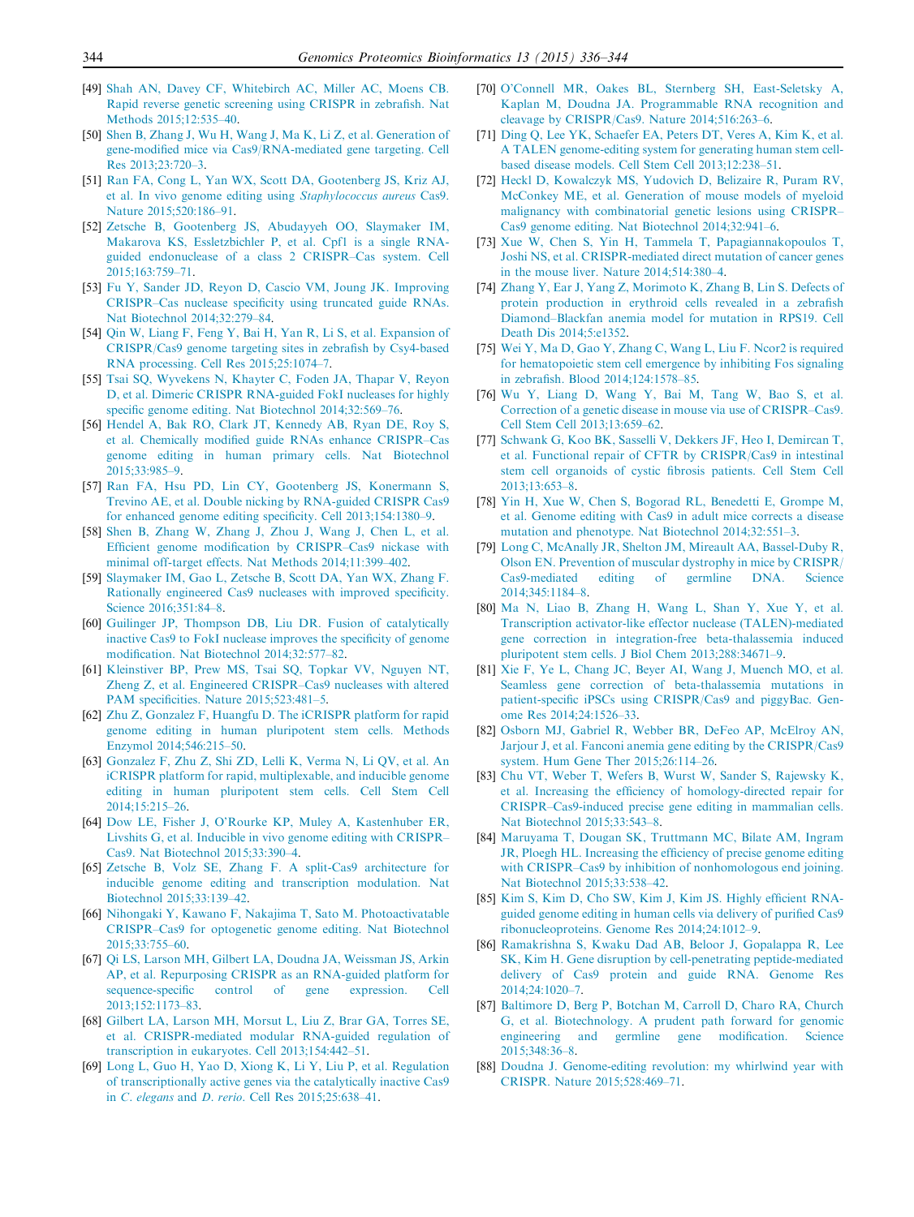[49] Shah AN, Davey CF, Whitebirch AC, Miller AC, Moens CB. Rapid reverse genetic screening using CRISPR in zebrafish. Nat Methods 2015;12:535–40.

[50] Shen B, Zhang J, Wu H, Wang J, Ma K, Li Z, et al. Generation of gene-modified mice via Cas9/RNA-mediated gene targeting. Cell Res 2013;23:720–3.

[51] Ran FA, Cong L, Yan WX, Scott DA, Gootenberg JS, Kriz AJ, et al. In vivo genome editing using *Staphylococcus aureus* Cas9. Nature 2015;520:186–91.

[52] Zetsche B, Gootenberg JS, Abudayyeh OO, Slaymaker IM, Makarova KS, Essletzbichler P, et al. Cpf1 is a single RNA-guided endonuclease of a class 2 CRISPR–Cas system. Cell 2015;163:759–71.

[53] Fu Y, Sander JD, Reyon D, Cascio VM, Joung JK. Improving CRISPR–Cas nuclease specificity using truncated guide RNAs. Nat Biotechnol 2014;32:279–84.

[54] Qin W, Liang F, Feng Y, Bai H, Yan R, Li S, et al. Expansion of CRISPR/Cas9 genome targeting sites in zebrafish by Csy4-based RNA processing. Cell Res 2015;25:1074–7.

[55] Tsai SQ, Wyvekens N, Khayter C, Foden JA, Thapar V, Reyon D, et al. Dimeric CRISPR RNA-guided FokI nucleases for highly specific genome editing. Nat Biotechnol 2014;32:569–76.

[56] Hendel A, Bak RO, Clark JT, Kennedy AB, Ryan DE, Roy S, et al. Chemically modified guide RNAs enhance CRISPR–Cas genome editing in human primary cells. Nat Biotechnol 2015;33:985–9.

[57] Ran FA, Hsu PD, Lin CY, Gootenberg JS, Konermann S, Trevino AE, et al. Double nicking by RNA-guided CRISPR Cas9 for enhanced genome editing specificity. Cell 2013;154:1380–9.

[58] Shen B, Zhang W, Zhang J, Zhou J, Wang J, Chen L, et al. Efficient genome modification by CRISPR–Cas9 nickase with minimal off-target effects. Nat Methods 2014;11:399–402.

[59] Slaymaker IM, Gao L, Zetsche B, Scott DA, Yan WX, Zhang F. Rationally engineered Cas9 nucleases with improved specificity. Science 2016;351:84–8.

[60] Guilinger JP, Thompson DB, Liu DR. Fusion of catalytically inactive Cas9 to FokI nuclease improves the specificity of genome modification. Nat Biotechnol 2014;32:577–82.

[61] Kleinstiver BP, Prew MS, Tsai SQ, Topkar VV, Nguyen NT, Zheng Z, et al. Engineered CRISPR–Cas9 nucleases with altered PAM specificities. Nature 2015;523:481–5.

[62] Zhu Z, Gonzalez F, Huangfu D. The iCRISPR platform for rapid genome editing in human pluripotent stem cells. Methods Enzymol 2014;546:215–50.

[63] Gonzalez F, Zhu Z, Shi ZD, Lelli K, Verma N, Li QV, et al. An iCRISPR platform for rapid, multiplexable, and inducible genome editing in human pluripotent stem cells. Cell Stem Cell 2014;15:215–26.

[64] Dow LE, Fisher J, O'Rourke KP, Muley A, Kastenhuber ER, Livshits G, et al. Inducible in vivo genome editing with CRISPR–Cas9. Nat Biotechnol 2015;33:390–4.

[65] Zetsche B, Volz SE, Zhang F. A split-Cas9 architecture for inducible genome editing and transcription modulation. Nat Biotechnol 2015;33:139–42.

[66] Nihongaki Y, Kawano F, Nakajima T, Sato M. Photoactivatable CRISPR–Cas9 for optogenetic genome editing. Nat Biotechnol 2015;33:755–60.

[67] Qi LS, Larson MH, Gilbert LA, Doudna JA, Weissman JS, Arkin AP, et al. Repurposing CRISPR as an RNA-guided platform for sequence-specific control of gene expression. Cell 2013;152:1173–83.

[68] Gilbert LA, Larson MH, Morsut L, Liu Z, Brar GA, Torres SE, et al. CRISPR-mediated modular RNA-guided regulation of transcription in eukaryotes. Cell 2013;154:442–51.

[69] Long L, Guo H, Yao D, Xiong K, Li Y, Liu P, et al. Regulation of transcriptionally active genes via the catalytically inactive Cas9 in *C. elegans* and *D. rerio*. Cell Res 2015;25:638–41.

[70] O'Connell MR, Oakes BL, Sternberg SH, East-Seletsky A, Kaplan M, Doudna JA. Programmable RNA recognition and cleavage by CRISPR/Cas9. Nature 2014;516:263–6.

[71] Ding Q, Lee YK, Schaefer EA, Peters DT, Veres A, Kim K, et al. A TALEN genome-editing system for generating human stem cell-based disease models. Cell Stem Cell 2013;12:238–51.

[72] Heckl D, Kowalczyk MS, Yudovich D, Belizaire R, Puram RV, McConkey ME, et al. Generation of mouse models of myeloid malignancy with combinatorial genetic lesions using CRISPR–Cas9 genome editing. Nat Biotechnol 2014;32:941–6.

[73] Xue W, Chen S, Yin H, Tammela T, Papagiannakopoulos T, Joshi NS, et al. CRISPR-mediated direct mutation of cancer genes in the mouse liver. Nature 2014;514:380–4.

[74] Zhang Y, Ear J, Yang Z, Morimoto K, Zhang B, Lin S. Defects of protein production in erythroid cells revealed in a zebrafish Diamond–Blackfan anemia model for mutation in RPS19. Cell Death Dis 2014;5:e1352.

[75] Wei Y, Ma D, Gao Y, Zhang C, Wang L, Liu F. Ncor2 is required for hematopoietic stem cell emergence by inhibiting Fos signaling in zebrafish. Blood 2014;124:1578–85.

[76] Wu Y, Liang D, Wang Y, Bai M, Tang W, Bao S, et al. Correction of a genetic disease in mouse via use of CRISPR–Cas9. Cell Stem Cell 2013;13:659–62.

[77] Schwank G, Koo BK, Sasselli V, Dekkers JF, Heo I, Demircan T, et al. Functional repair of CFTR by CRISPR/Cas9 in intestinal stem cell organoids of cystic fibrosis patients. Cell Stem Cell 2013;13:653–8.

[78] Yin H, Xue W, Chen S, Bogorad RL, Benedetti E, Grompe M, et al. Genome editing with Cas9 in adult mice corrects a disease mutation and phenotype. Nat Biotechnol 2014;32:551–3.

[79] Long C, McAnally JR, Shelton JM, Mireault AA, Bassel-Duby R, Olson EN. Prevention of muscular dystrophy in mice by CRISPR/Cas9-mediated editing of germline DNA. Science 2014;345:1184–8.

[80] Ma N, Liao B, Zhang H, Wang L, Shan Y, Xue Y, et al. Transcription activator-like effector nuclease (TALEN)-mediated gene correction in integration-free beta-thalassemia induced pluripotent stem cells. J Biol Chem 2013;288:34671–9.

[81] Xie F, Ye L, Chang JC, Beyer AI, Wang J, Muench MO, et al. Seamless gene correction of beta-thalassemia mutations in patient-specific iPSCs using CRISPR/Cas9 and piggyBac. Genome Res 2014;24:1526–33.

[82] Osborn MJ, Gabriel R, Webber BR, DeFeo AP, McElroy AN, Jarjour J, et al. Fanconi anemia gene editing by the CRISPR/Cas9 system. Hum Gene Ther 2015;26:114–26.

[83] Chu VT, Weber T, Wefers B, Wurst W, Sander S, Rajewsky K, et al. Increasing the efficiency of homology-directed repair for CRISPR–Cas9-induced precise gene editing in mammalian cells. Nat Biotechnol 2015;33:543–8.

[84] Maruyama T, Dougan SK, Truttmann MC, Bilate AM, Ingram JR, Ploegh HL. Increasing the efficiency of precise genome editing with CRISPR–Cas9 by inhibition of nonhomologous end joining. Nat Biotechnol 2015;33:538–42.

[85] Kim S, Kim D, Cho SW, Kim J, Kim JS. Highly efficient RNA-guided genome editing in human cells via delivery of purified Cas9 ribonucleoproteins. Genome Res 2014;24:1012–9.

[86] Ramakrishna S, Kwaku Dad AB, Beloor J, Gopalappa R, Lee SK, Kim H. Gene disruption by cell-penetrating peptide-mediated delivery of Cas9 protein and guide RNA. Genome Res 2014;24:1020–7.

[87] Baltimore D, Berg P, Botchan M, Carroll D, Charo RA, Church G, et al. Biotechnology. A prudent path forward for genomic engineering and germline gene modification. Science 2015;348:36–8.

[88] Doudna J. Genome-editing revolution: my whirlwind year with CRISPR. Nature 2015;528:469–71.